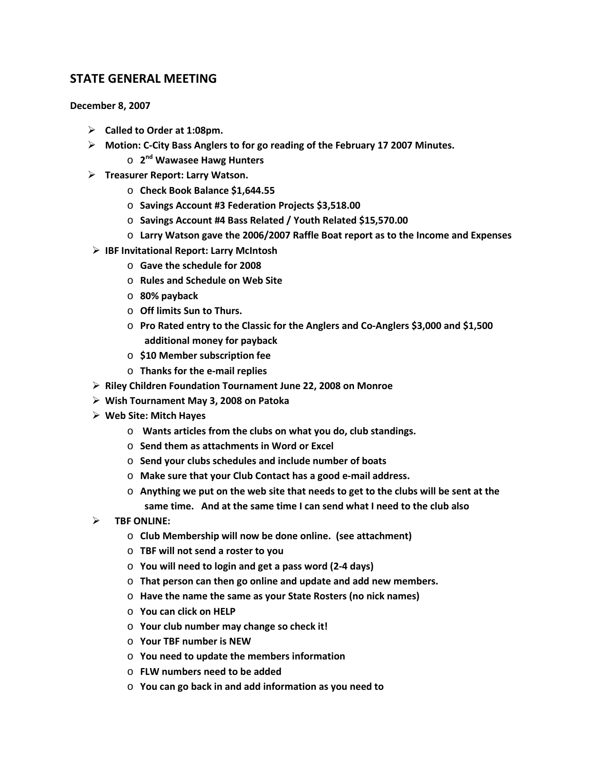## STATE GENERAL MEETING

**December 8, 2007**

- **Called to Order at 1:08pm.**
- **Motion: C-City Bass Anglers to for go reading of the February 17 2007 Minutes.**
  - **2nd Wawasee Hawg Hunters**
- **Treasurer Report: Larry Watson.**
  - **Check Book Balance $1,644.55**
  - **Savings Account #3 Federation Projects $3,518.00**
  - **Savings Account #4 Bass Related / Youth Related $15,570.00**
  - **Larry Watson gave the 2006/2007 Raffle Boat report as to the Income and Expenses**
- **IBF Invitational Report: Larry McIntosh**
  - **Gave the schedule for 2008**
  - **Rules and Schedule on Web Site**
  - **80% payback**
  - **Off limits Sun to Thurs.**
  - **Pro Rated entry to the Classic for the Anglers and Co-Anglers $3,000 and $1,500 additional money for payback**
  - **$10 Member subscription fee**
  - **Thanks for the e-mail replies**
- **Riley Children Foundation Tournament June 22, 2008 on Monroe**
- **Wish Tournament May 3, 2008 on Patoka**
- **Web Site: Mitch Hayes**
  - **Wants articles from the clubs on what you do, club standings.**
  - **Send them as attachments in Word or Excel**
  - **Send your clubs schedules and include number of boats**
  - **Make sure that your Club Contact has a good e-mail address.**
  - **Anything we put on the web site that needs to get to the clubs will be sent at the same time. And at the same time I can send what I need to the club also**
- **TBF ONLINE:**
  - **Club Membership will now be done online. (see attachment)**
  - **TBF will not send a roster to you**
  - **You will need to login and get a pass word (2-4 days)**
  - **That person can then go online and update and add new members.**
  - **Have the name the same as your State Rosters (no nick names)**
  - **You can click on HELP**
  - **Your club number may change so check it!**
  - **Your TBF number is NEW**
  - **You need to update the members information**
  - **FLW numbers need to be added**
  - **You can go back in and add information as you need to**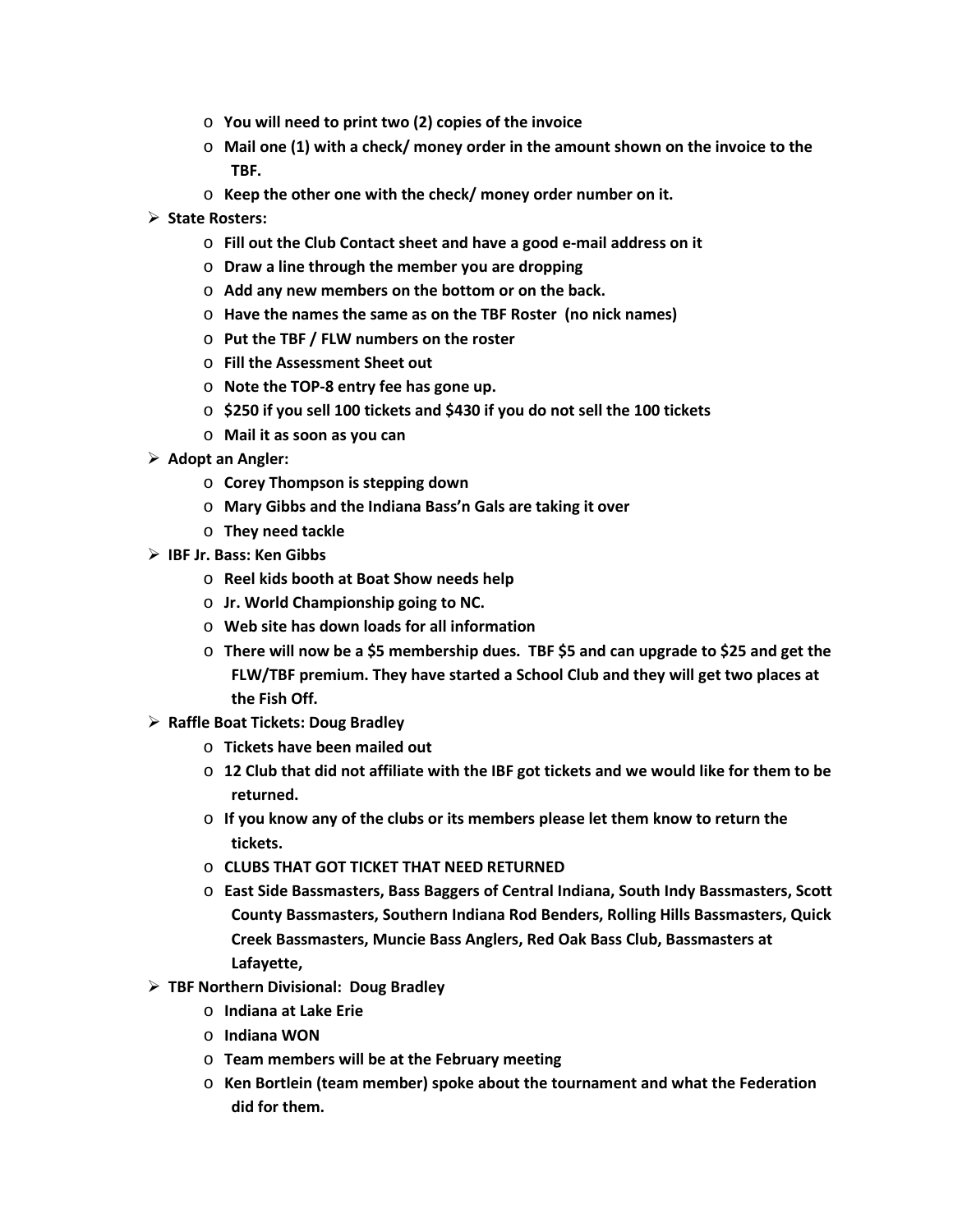- **You will need to print two (2) copies of the invoice**
   - **Mail one (1) with a check/ money order in the amount shown on the invoice to the TBF.**
   - **Keep the other one with the check/ money order number on it.**

- **State Rosters:**
   - **Fill out the Club Contact sheet and have a good e-mail address on it**
   - **Draw a line through the member you are dropping**
   - **Add any new members on the bottom or on the back.**
   - **Have the names the same as on the TBF Roster (no nick names)**
   - **Put the TBF / FLW numbers on the roster**
   - **Fill the Assessment Sheet out**
   - **Note the TOP-8 entry fee has gone up.**
   - **$250 if you sell 100 tickets and $430 if you do not sell the 100 tickets**
   - **Mail it as soon as you can**

- **Adopt an Angler:**
   - **Corey Thompson is stepping down**
   - **Mary Gibbs and the Indiana Bass'n Gals are taking it over**
   - **They need tackle**

- **IBF Jr. Bass: Ken Gibbs**
   - **Reel kids booth at Boat Show needs help**
   - **Jr. World Championship going to NC.**
   - **Web site has down loads for all information**
   - **There will now be a $5 membership dues. TBF $5 and can upgrade to $25 and get the FLW/TBF premium. They have started a School Club and they will get two places at the Fish Off.**

- **Raffle Boat Tickets: Doug Bradley**
   - **Tickets have been mailed out**
   - **12 Club that did not affiliate with the IBF got tickets and we would like for them to be returned.**
   - **If you know any of the clubs or its members please let them know to return the tickets.**
   - **CLUBS THAT GOT TICKET THAT NEED RETURNED**
   - **East Side Bassmasters, Bass Baggers of Central Indiana, South Indy Bassmasters, Scott County Bassmasters, Southern Indiana Rod Benders, Rolling Hills Bassmasters, Quick Creek Bassmasters, Muncie Bass Anglers, Red Oak Bass Club, Bassmasters at Lafayette,**

- **TBF Northern Divisional: Doug Bradley**
   - **Indiana at Lake Erie**
   - **Indiana WON**
   - **Team members will be at the February meeting**
   - **Ken Bortlein (team member) spoke about the tournament and what the Federation did for them.**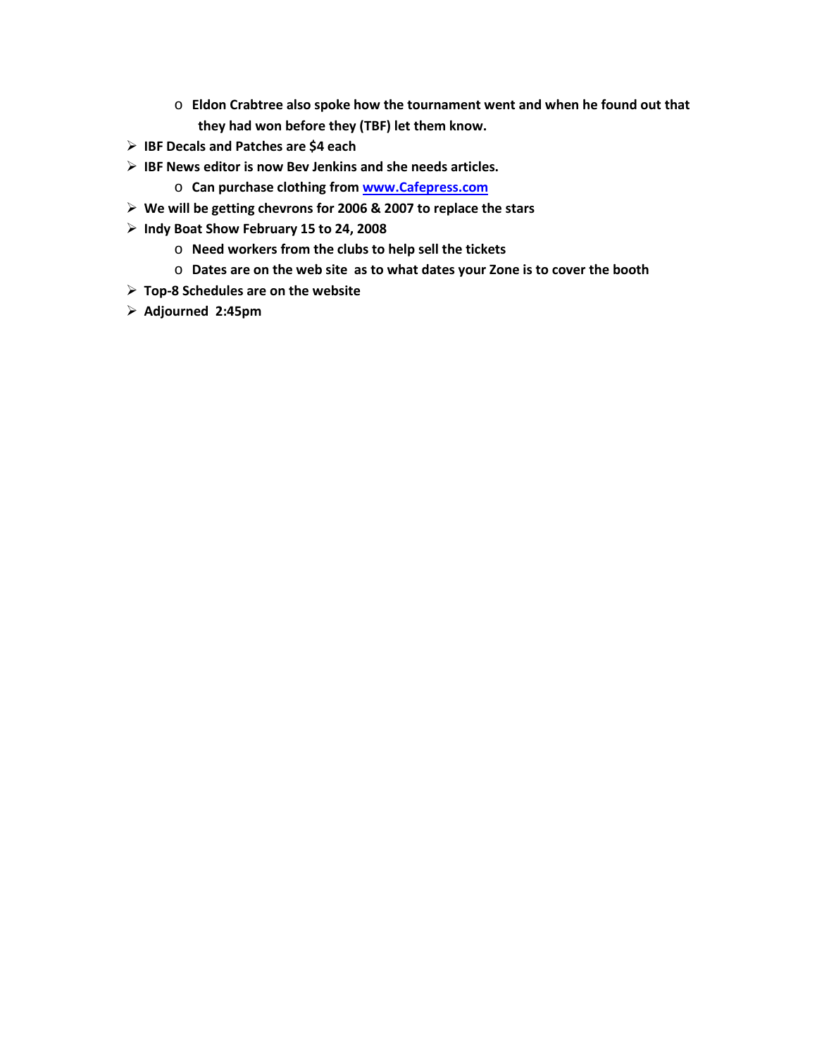- **Eldon Crabtree also spoke how the tournament went and when he found out that they had won before they (TBF) let them know.**
- **IBF Decals and Patches are $4 each**
- **IBF News editor is now Bev Jenkins and she needs articles.**
  - **Can purchase clothing from [www.Cafepress.com](http://www.Cafepress.com)**
- **We will be getting chevrons for 2006 & 2007 to replace the stars**
- **Indy Boat Show February 15 to 24, 2008**
  - **Need workers from the clubs to help sell the tickets**
  - **Dates are on the web site as to what dates your Zone is to cover the booth**
- **Top-8 Schedules are on the website**
- **Adjourned 2:45pm**